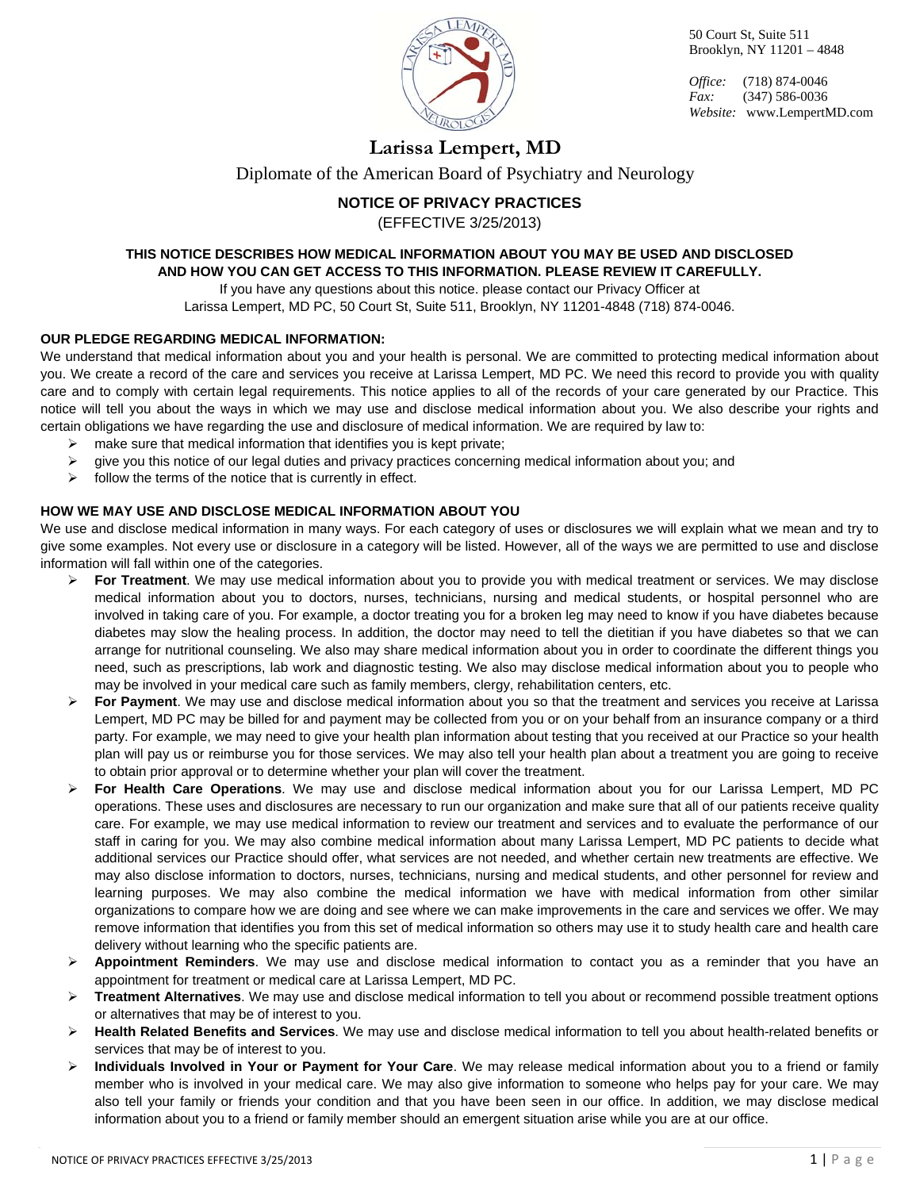50 Court St, Suite 511
Brooklyn, NY 11201 – 4848

*Office:* (718) 874-0046
*Fax:* (347) 586-0036
*Website:* www.LempertMD.com

# Larissa Lempert, MD

Diplomate of the American Board of Psychiatry and Neurology

## NOTICE OF PRIVACY PRACTICES

(EFFECTIVE 3/25/2013)

**THIS NOTICE DESCRIBES HOW MEDICAL INFORMATION ABOUT YOU MAY BE USED AND DISCLOSED AND HOW YOU CAN GET ACCESS TO THIS INFORMATION. PLEASE REVIEW IT CAREFULLY.**

If you have any questions about this notice. please contact our Privacy Officer at
Larissa Lempert, MD PC, 50 Court St, Suite 511, Brooklyn, NY 11201-4848 (718) 874-0046.

### OUR PLEDGE REGARDING MEDICAL INFORMATION:

We understand that medical information about you and your health is personal. We are committed to protecting medical information about you. We create a record of the care and services you receive at Larissa Lempert, MD PC. We need this record to provide you with quality care and to comply with certain legal requirements. This notice applies to all of the records of your care generated by our Practice. This notice will tell you about the ways in which we may use and disclose medical information about you. We also describe your rights and certain obligations we have regarding the use and disclosure of medical information. We are required by law to:

- make sure that medical information that identifies you is kept private;
- give you this notice of our legal duties and privacy practices concerning medical information about you; and
- follow the terms of the notice that is currently in effect.

### HOW WE MAY USE AND DISCLOSE MEDICAL INFORMATION ABOUT YOU

We use and disclose medical information in many ways. For each category of uses or disclosures we will explain what we mean and try to give some examples. Not every use or disclosure in a category will be listed. However, all of the ways we are permitted to use and disclose information will fall within one of the categories.

- **For Treatment**. We may use medical information about you to provide you with medical treatment or services. We may disclose medical information about you to doctors, nurses, technicians, nursing and medical students, or hospital personnel who are involved in taking care of you. For example, a doctor treating you for a broken leg may need to know if you have diabetes because diabetes may slow the healing process. In addition, the doctor may need to tell the dietitian if you have diabetes so that we can arrange for nutritional counseling. We also may share medical information about you in order to coordinate the different things you need, such as prescriptions, lab work and diagnostic testing. We also may disclose medical information about you to people who may be involved in your medical care such as family members, clergy, rehabilitation centers, etc.
- **For Payment**. We may use and disclose medical information about you so that the treatment and services you receive at Larissa Lempert, MD PC may be billed for and payment may be collected from you or on your behalf from an insurance company or a third party. For example, we may need to give your health plan information about testing that you received at our Practice so your health plan will pay us or reimburse you for those services. We may also tell your health plan about a treatment you are going to receive to obtain prior approval or to determine whether your plan will cover the treatment.
- **For Health Care Operations**. We may use and disclose medical information about you for our Larissa Lempert, MD PC operations. These uses and disclosures are necessary to run our organization and make sure that all of our patients receive quality care. For example, we may use medical information to review our treatment and services and to evaluate the performance of our staff in caring for you. We may also combine medical information about many Larissa Lempert, MD PC patients to decide what additional services our Practice should offer, what services are not needed, and whether certain new treatments are effective. We may also disclose information to doctors, nurses, technicians, nursing and medical students, and other personnel for review and learning purposes. We may also combine the medical information we have with medical information from other similar organizations to compare how we are doing and see where we can make improvements in the care and services we offer. We may remove information that identifies you from this set of medical information so others may use it to study health care and health care delivery without learning who the specific patients are.
- **Appointment Reminders**. We may use and disclose medical information to contact you as a reminder that you have an appointment for treatment or medical care at Larissa Lempert, MD PC.
- **Treatment Alternatives**. We may use and disclose medical information to tell you about or recommend possible treatment options or alternatives that may be of interest to you.
- **Health Related Benefits and Services**. We may use and disclose medical information to tell you about health-related benefits or services that may be of interest to you.
- **Individuals Involved in Your or Payment for Your Care**. We may release medical information about you to a friend or family member who is involved in your medical care. We may also give information to someone who helps pay for your care. We may also tell your family or friends your condition and that you have been seen in our office. In addition, we may disclose medical information about you to a friend or family member should an emergent situation arise while you are at our office.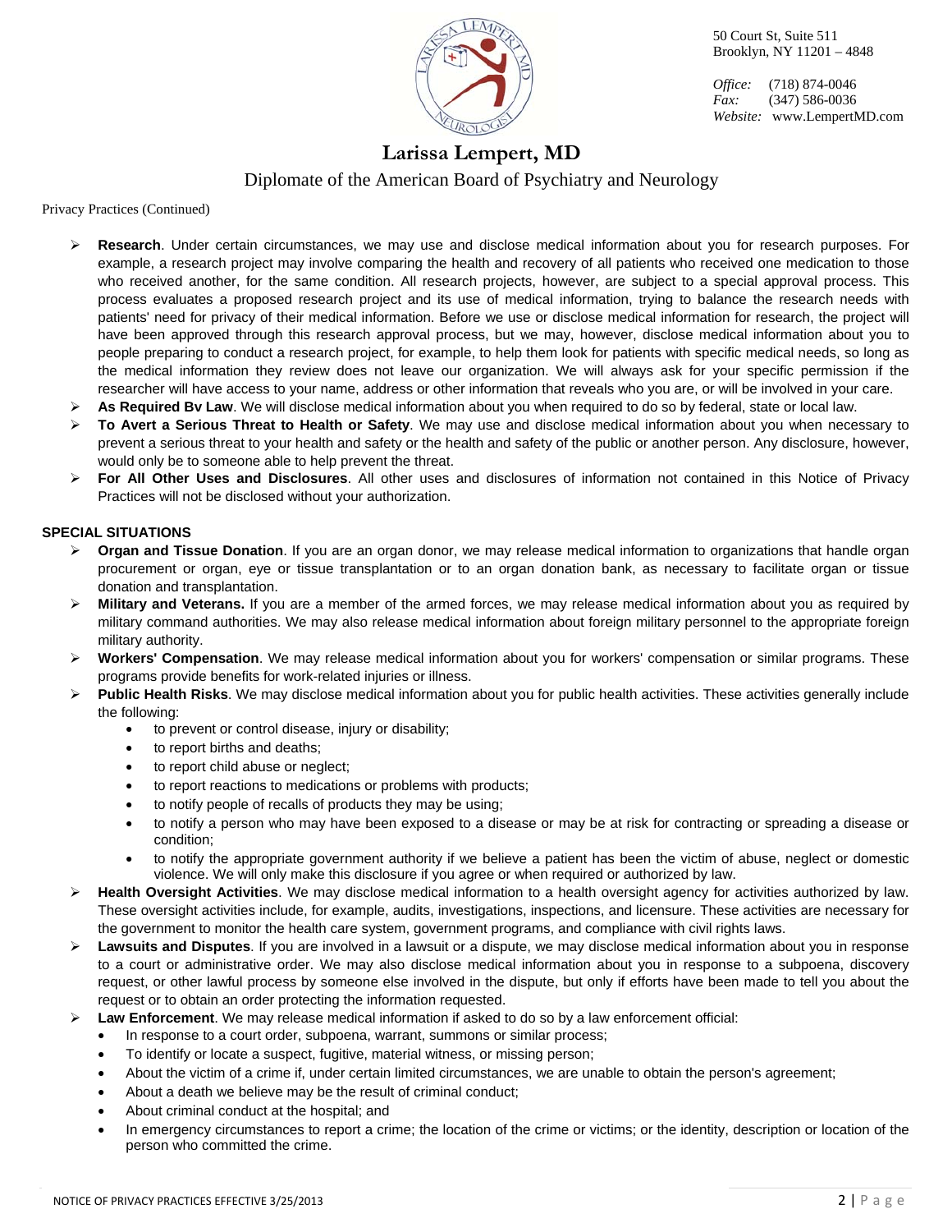50 Court St, Suite 511
Brooklyn, NY 11201 – 4848

*Office:* (718) 874-0046
*Fax:* (347) 586-0036
*Website:* www.LempertMD.com

# Larissa Lempert, MD

Diplomate of the American Board of Psychiatry and Neurology

Privacy Practices (Continued)

- **Research**. Under certain circumstances, we may use and disclose medical information about you for research purposes. For example, a research project may involve comparing the health and recovery of all patients who received one medication to those who received another, for the same condition. All research projects, however, are subject to a special approval process. This process evaluates a proposed research project and its use of medical information, trying to balance the research needs with patients' need for privacy of their medical information. Before we use or disclose medical information for research, the project will have been approved through this research approval process, but we may, however, disclose medical information about you to people preparing to conduct a research project, for example, to help them look for patients with specific medical needs, so long as the medical information they review does not leave our organization. We will always ask for your specific permission if the researcher will have access to your name, address or other information that reveals who you are, or will be involved in your care.
- **As Required Bv Law**. We will disclose medical information about you when required to do so by federal, state or local law.
- **To Avert a Serious Threat to Health or Safety**. We may use and disclose medical information about you when necessary to prevent a serious threat to your health and safety or the health and safety of the public or another person. Any disclosure, however, would only be to someone able to help prevent the threat.
- **For All Other Uses and Disclosures**. All other uses and disclosures of information not contained in this Notice of Privacy Practices will not be disclosed without your authorization.

**SPECIAL SITUATIONS**

- **Organ and Tissue Donation**. If you are an organ donor, we may release medical information to organizations that handle organ procurement or organ, eye or tissue transplantation or to an organ donation bank, as necessary to facilitate organ or tissue donation and transplantation.
- **Military and Veterans.** If you are a member of the armed forces, we may release medical information about you as required by military command authorities. We may also release medical information about foreign military personnel to the appropriate foreign military authority.
- **Workers' Compensation**. We may release medical information about you for workers' compensation or similar programs. These programs provide benefits for work-related injuries or illness.
- **Public Health Risks**. We may disclose medical information about you for public health activities. These activities generally include the following:
  - to prevent or control disease, injury or disability;
  - to report births and deaths;
  - to report child abuse or neglect;
  - to report reactions to medications or problems with products;
  - to notify people of recalls of products they may be using;
  - to notify a person who may have been exposed to a disease or may be at risk for contracting or spreading a disease or condition;
  - to notify the appropriate government authority if we believe a patient has been the victim of abuse, neglect or domestic violence. We will only make this disclosure if you agree or when required or authorized by law.
- **Health Oversight Activities**. We may disclose medical information to a health oversight agency for activities authorized by law. These oversight activities include, for example, audits, investigations, inspections, and licensure. These activities are necessary for the government to monitor the health care system, government programs, and compliance with civil rights laws.
- **Lawsuits and Disputes**. If you are involved in a lawsuit or a dispute, we may disclose medical information about you in response to a court or administrative order. We may also disclose medical information about you in response to a subpoena, discovery request, or other lawful process by someone else involved in the dispute, but only if efforts have been made to tell you about the request or to obtain an order protecting the information requested.
- **Law Enforcement**. We may release medical information if asked to do so by a law enforcement official:
  - In response to a court order, subpoena, warrant, summons or similar process;
  - To identify or locate a suspect, fugitive, material witness, or missing person;
  - About the victim of a crime if, under certain limited circumstances, we are unable to obtain the person's agreement;
  - About a death we believe may be the result of criminal conduct;
  - About criminal conduct at the hospital; and
  - In emergency circumstances to report a crime; the location of the crime or victims; or the identity, description or location of the person who committed the crime.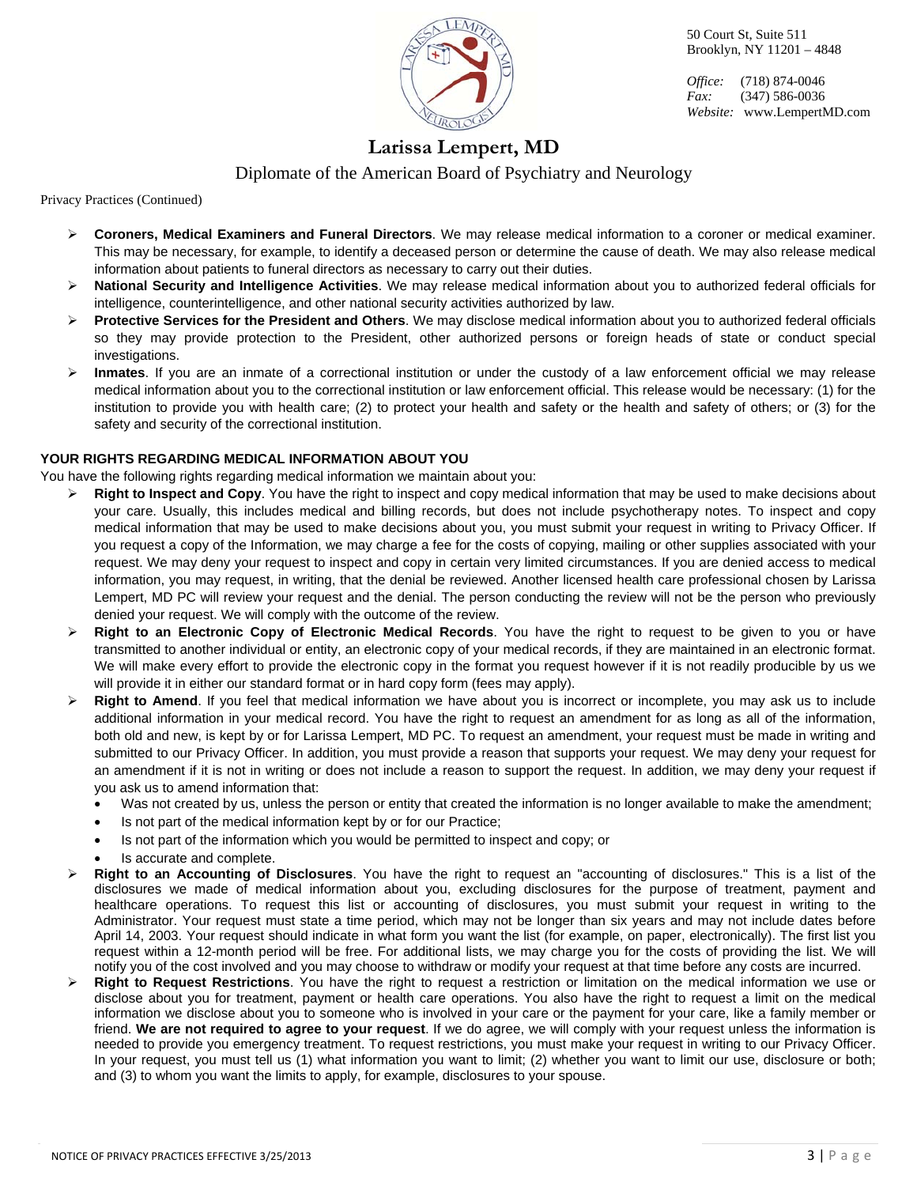Privacy Practices (Continued)

- **Coroners, Medical Examiners and Funeral Directors**. We may release medical information to a coroner or medical examiner. This may be necessary, for example, to identify a deceased person or determine the cause of death. We may also release medical information about patients to funeral directors as necessary to carry out their duties.
- **National Security and Intelligence Activities**. We may release medical information about you to authorized federal officials for intelligence, counterintelligence, and other national security activities authorized by law.
- **Protective Services for the President and Others**. We may disclose medical information about you to authorized federal officials so they may provide protection to the President, other authorized persons or foreign heads of state or conduct special investigations.
- **Inmates**. If you are an inmate of a correctional institution or under the custody of a law enforcement official we may release medical information about you to the correctional institution or law enforcement official. This release would be necessary: (1) for the institution to provide you with health care; (2) to protect your health and safety or the health and safety of others; or (3) for the safety and security of the correctional institution.

**YOUR RIGHTS REGARDING MEDICAL INFORMATION ABOUT YOU**

You have the following rights regarding medical information we maintain about you:

- **Right to Inspect and Copy**. You have the right to inspect and copy medical information that may be used to make decisions about your care. Usually, this includes medical and billing records, but does not include psychotherapy notes. To inspect and copy medical information that may be used to make decisions about you, you must submit your request in writing to Privacy Officer. If you request a copy of the Information, we may charge a fee for the costs of copying, mailing or other supplies associated with your request. We may deny your request to inspect and copy in certain very limited circumstances. If you are denied access to medical information, you may request, in writing, that the denial be reviewed. Another licensed health care professional chosen by Larissa Lempert, MD PC will review your request and the denial. The person conducting the review will not be the person who previously denied your request. We will comply with the outcome of the review.
- **Right to an Electronic Copy of Electronic Medical Records**. You have the right to request to be given to you or have transmitted to another individual or entity, an electronic copy of your medical records, if they are maintained in an electronic format. We will make every effort to provide the electronic copy in the format you request however if it is not readily producible by us we will provide it in either our standard format or in hard copy form (fees may apply).
- **Right to Amend**. If you feel that medical information we have about you is incorrect or incomplete, you may ask us to include additional information in your medical record. You have the right to request an amendment for as long as all of the information, both old and new, is kept by or for Larissa Lempert, MD PC. To request an amendment, your request must be made in writing and submitted to our Privacy Officer. In addition, you must provide a reason that supports your request. We may deny your request for an amendment if it is not in writing or does not include a reason to support the request. In addition, we may deny your request if you ask us to amend information that:
  - Was not created by us, unless the person or entity that created the information is no longer available to make the amendment;
  - Is not part of the medical information kept by or for our Practice;
  - Is not part of the information which you would be permitted to inspect and copy; or
  - Is accurate and complete.
- **Right to an Accounting of Disclosures**. You have the right to request an "accounting of disclosures." This is a list of the disclosures we made of medical information about you, excluding disclosures for the purpose of treatment, payment and healthcare operations. To request this list or accounting of disclosures, you must submit your request in writing to the Administrator. Your request must state a time period, which may not be longer than six years and may not include dates before April 14, 2003. Your request should indicate in what form you want the list (for example, on paper, electronically). The first list you request within a 12-month period will be free. For additional lists, we may charge you for the costs of providing the list. We will notify you of the cost involved and you may choose to withdraw or modify your request at that time before any costs are incurred.
- **Right to Request Restrictions**. You have the right to request a restriction or limitation on the medical information we use or disclose about you for treatment, payment or health care operations. You also have the right to request a limit on the medical information we disclose about you to someone who is involved in your care or the payment for your care, like a family member or friend. **We are not required to agree to your request**. If we do agree, we will comply with your request unless the information is needed to provide you emergency treatment. To request restrictions, you must make your request in writing to our Privacy Officer. In your request, you must tell us (1) what information you want to limit; (2) whether you want to limit our use, disclosure or both; and (3) to whom you want the limits to apply, for example, disclosures to your spouse.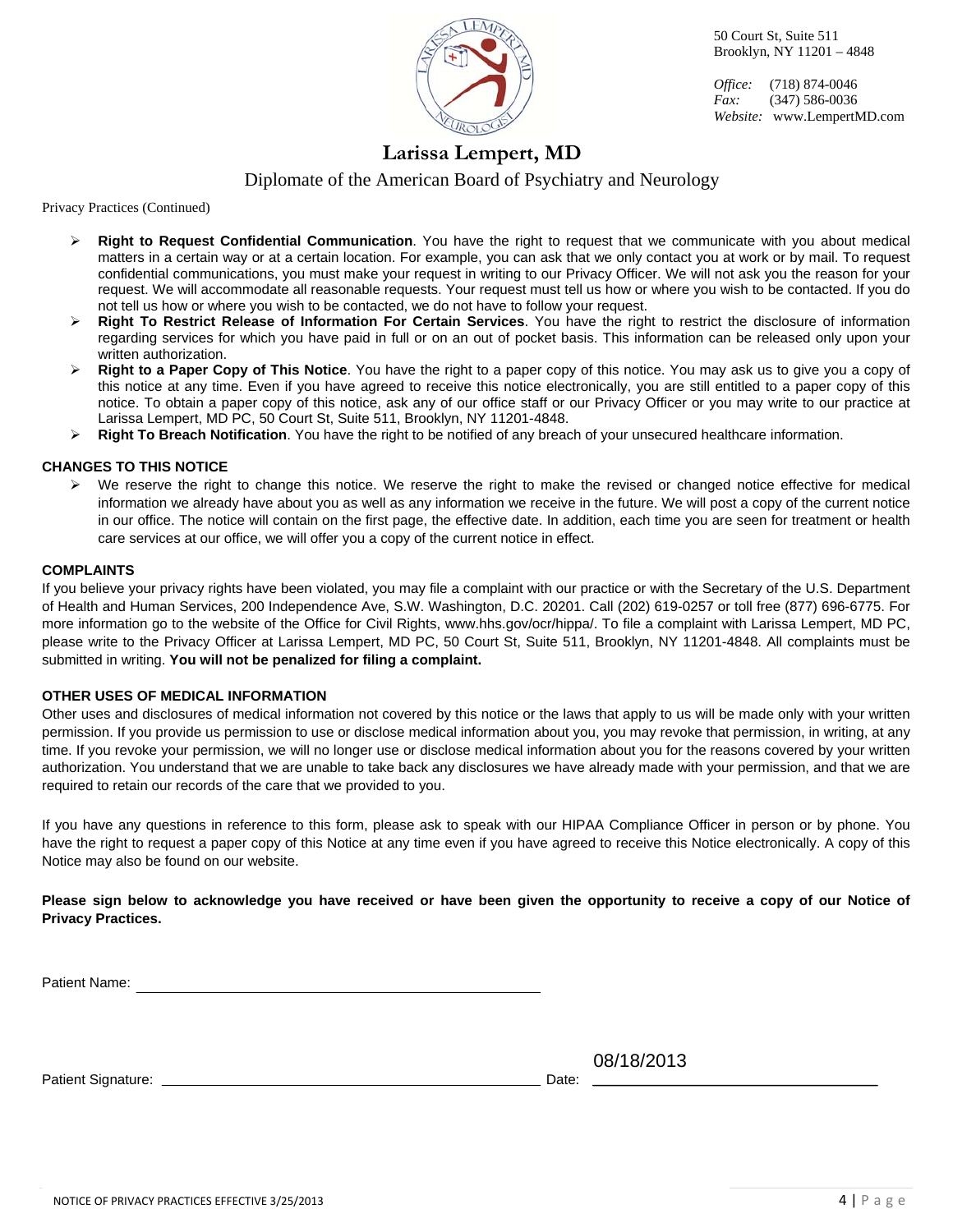50 Court St, Suite 511
Brooklyn, NY 11201 – 4848

*Office:* (718) 874-0046
*Fax:* (347) 586-0036
*Website:* www.LempertMD.com

# Larissa Lempert, MD

Diplomate of the American Board of Psychiatry and Neurology

Privacy Practices (Continued)

- **Right to Request Confidential Communication**. You have the right to request that we communicate with you about medical matters in a certain way or at a certain location. For example, you can ask that we only contact you at work or by mail. To request confidential communications, you must make your request in writing to our Privacy Officer. We will not ask you the reason for your request. We will accommodate all reasonable requests. Your request must tell us how or where you wish to be contacted. If you do not tell us how or where you wish to be contacted, we do not have to follow your request.
- **Right To Restrict Release of Information For Certain Services**. You have the right to restrict the disclosure of information regarding services for which you have paid in full or on an out of pocket basis. This information can be released only upon your written authorization.
- **Right to a Paper Copy of This Notice**. You have the right to a paper copy of this notice. You may ask us to give you a copy of this notice at any time. Even if you have agreed to receive this notice electronically, you are still entitled to a paper copy of this notice. To obtain a paper copy of this notice, ask any of our office staff or our Privacy Officer or you may write to our practice at Larissa Lempert, MD PC, 50 Court St, Suite 511, Brooklyn, NY 11201-4848.
- **Right To Breach Notification**. You have the right to be notified of any breach of your unsecured healthcare information.

### CHANGES TO THIS NOTICE

- We reserve the right to change this notice. We reserve the right to make the revised or changed notice effective for medical information we already have about you as well as any information we receive in the future. We will post a copy of the current notice in our office. The notice will contain on the first page, the effective date. In addition, each time you are seen for treatment or health care services at our office, we will offer you a copy of the current notice in effect.

### COMPLAINTS

If you believe your privacy rights have been violated, you may file a complaint with our practice or with the Secretary of the U.S. Department of Health and Human Services, 200 Independence Ave, S.W. Washington, D.C. 20201. Call (202) 619-0257 or toll free (877) 696-6775. For more information go to the website of the Office for Civil Rights, www.hhs.gov/ocr/hippa/. To file a complaint with Larissa Lempert, MD PC, please write to the Privacy Officer at Larissa Lempert, MD PC, 50 Court St, Suite 511, Brooklyn, NY 11201-4848. All complaints must be submitted in writing. **You will not be penalized for filing a complaint.**

### OTHER USES OF MEDICAL INFORMATION

Other uses and disclosures of medical information not covered by this notice or the laws that apply to us will be made only with your written permission. If you provide us permission to use or disclose medical information about you, you may revoke that permission, in writing, at any time. If you revoke your permission, we will no longer use or disclose medical information about you for the reasons covered by your written authorization. You understand that we are unable to take back any disclosures we have already made with your permission, and that we are required to retain our records of the care that we provided to you.

If you have any questions in reference to this form, please ask to speak with our HIPAA Compliance Officer in person or by phone. You have the right to request a paper copy of this Notice at any time even if you have agreed to receive this Notice electronically. A copy of this Notice may also be found on our website.

**Please sign below to acknowledge you have received or have been given the opportunity to receive a copy of our Notice of Privacy Practices.**

Patient Name: ______________________________

Patient Signature: ______________________________ Date: 08/18/2013

NOTICE OF PRIVACY PRACTICES EFFECTIVE 3/25/2013